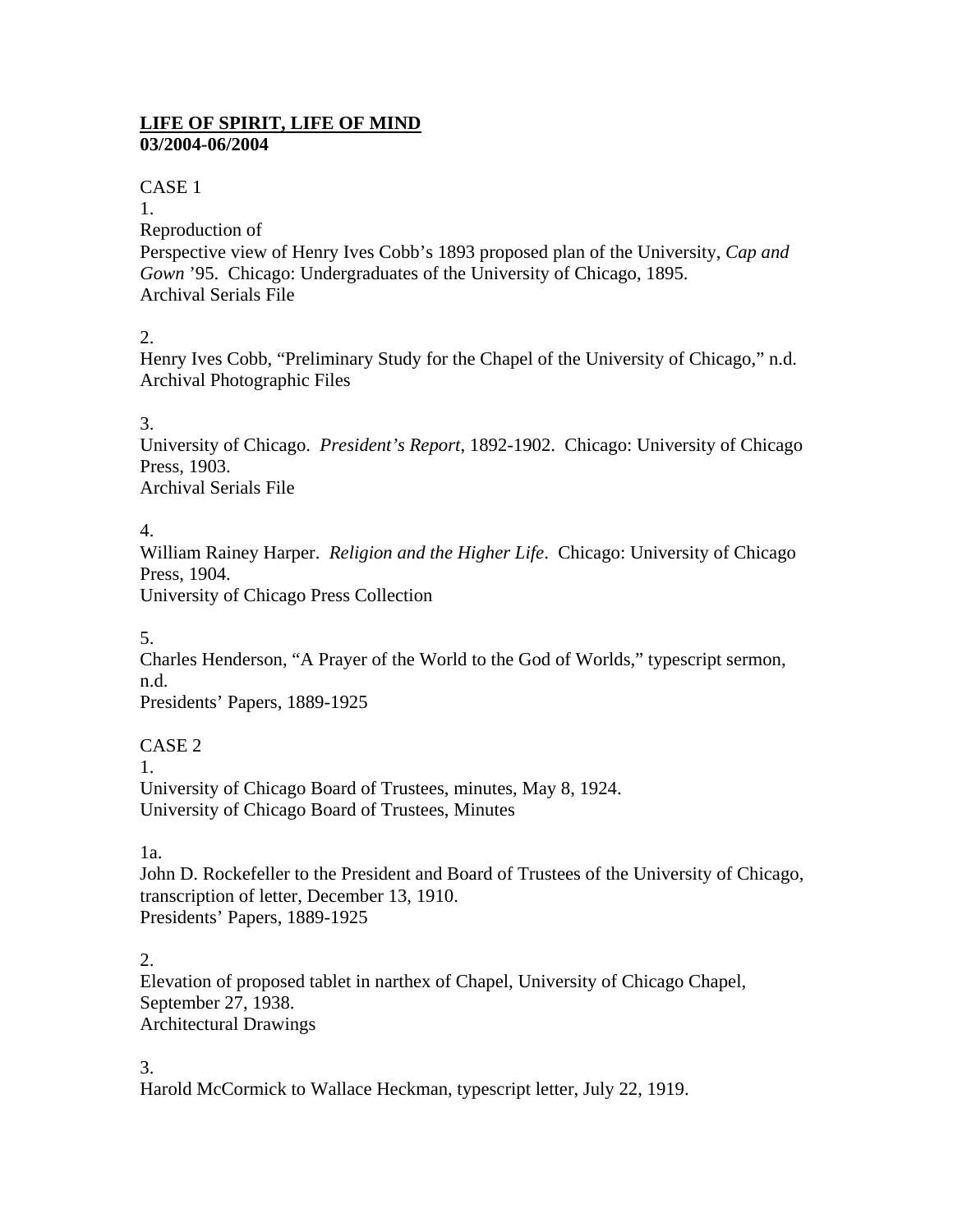**LIFE OF SPIRIT, LIFE OF MIND**
**03/2004-06/2004**

CASE 1

1.
Reproduction of
Perspective view of Henry Ives Cobb's 1893 proposed plan of the University, *Cap and Gown* '95. Chicago: Undergraduates of the University of Chicago, 1895.
Archival Serials File

2.
Henry Ives Cobb, "Preliminary Study for the Chapel of the University of Chicago," n.d.
Archival Photographic Files

3.
University of Chicago. *President's Report*, 1892-1902. Chicago: University of Chicago Press, 1903.
Archival Serials File

4.
William Rainey Harper. *Religion and the Higher Life*. Chicago: University of Chicago Press, 1904.
University of Chicago Press Collection

5.
Charles Henderson, "A Prayer of the World to the God of Worlds," typescript sermon, n.d.
Presidents' Papers, 1889-1925

CASE 2

1.
University of Chicago Board of Trustees, minutes, May 8, 1924.
University of Chicago Board of Trustees, Minutes

1a.
John D. Rockefeller to the President and Board of Trustees of the University of Chicago, transcription of letter, December 13, 1910.
Presidents' Papers, 1889-1925

2.
Elevation of proposed tablet in narthex of Chapel, University of Chicago Chapel, September 27, 1938.
Architectural Drawings

3.
Harold McCormick to Wallace Heckman, typescript letter, July 22, 1919.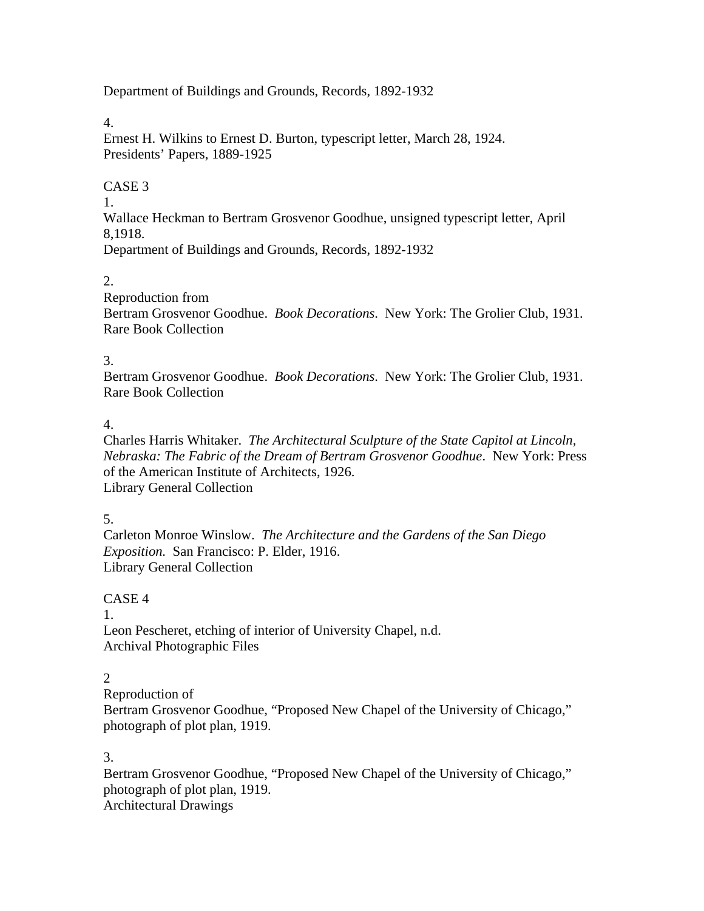Department of Buildings and Grounds, Records, 1892-1932

4.
Ernest H. Wilkins to Ernest D. Burton, typescript letter, March 28, 1924.
Presidents' Papers, 1889-1925

CASE 3

1.
Wallace Heckman to Bertram Grosvenor Goodhue, unsigned typescript letter, April 8,1918.
Department of Buildings and Grounds, Records, 1892-1932

2.
Reproduction from
Bertram Grosvenor Goodhue. *Book Decorations*. New York: The Grolier Club, 1931.
Rare Book Collection

3.
Bertram Grosvenor Goodhue. *Book Decorations*. New York: The Grolier Club, 1931.
Rare Book Collection

4.
Charles Harris Whitaker. *The Architectural Sculpture of the State Capitol at Lincoln, Nebraska: The Fabric of the Dream of Bertram Grosvenor Goodhue*. New York: Press of the American Institute of Architects, 1926.
Library General Collection

5.
Carleton Monroe Winslow. *The Architecture and the Gardens of the San Diego Exposition.* San Francisco: P. Elder, 1916.
Library General Collection

CASE 4

1.
Leon Pescheret, etching of interior of University Chapel, n.d.
Archival Photographic Files

2
Reproduction of
Bertram Grosvenor Goodhue, "Proposed New Chapel of the University of Chicago," photograph of plot plan, 1919.

3.
Bertram Grosvenor Goodhue, "Proposed New Chapel of the University of Chicago," photograph of plot plan, 1919.
Architectural Drawings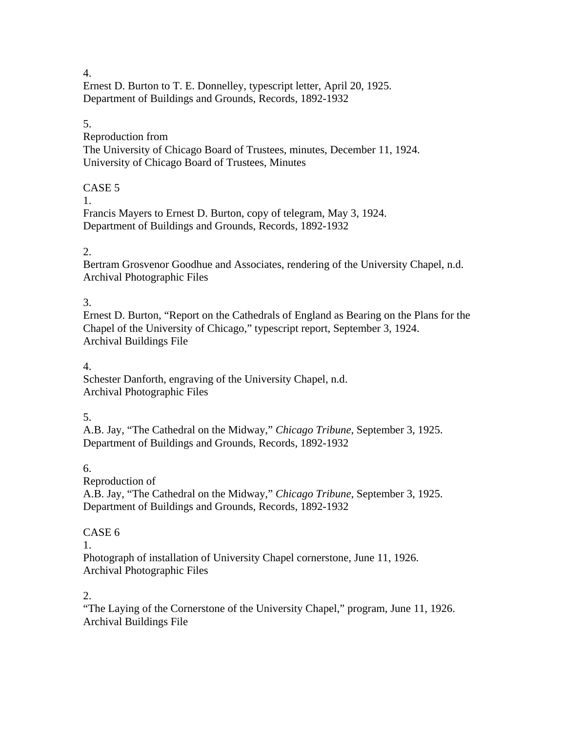4.
Ernest D. Burton to T. E. Donnelley, typescript letter, April 20, 1925.
Department of Buildings and Grounds, Records, 1892-1932

5.
Reproduction from
The University of Chicago Board of Trustees, minutes, December 11, 1924.
University of Chicago Board of Trustees, Minutes

CASE 5

1.
Francis Mayers to Ernest D. Burton, copy of telegram, May 3, 1924.
Department of Buildings and Grounds, Records, 1892-1932

2.
Bertram Grosvenor Goodhue and Associates, rendering of the University Chapel, n.d.
Archival Photographic Files

3.
Ernest D. Burton, "Report on the Cathedrals of England as Bearing on the Plans for the Chapel of the University of Chicago," typescript report, September 3, 1924.
Archival Buildings File

4.
Schester Danforth, engraving of the University Chapel, n.d.
Archival Photographic Files

5.
A.B. Jay, "The Cathedral on the Midway," *Chicago Tribune*, September 3, 1925.
Department of Buildings and Grounds, Records, 1892-1932

6.
Reproduction of
A.B. Jay, "The Cathedral on the Midway," *Chicago Tribune*, September 3, 1925.
Department of Buildings and Grounds, Records, 1892-1932

CASE 6

1.
Photograph of installation of University Chapel cornerstone, June 11, 1926.
Archival Photographic Files

2.
"The Laying of the Cornerstone of the University Chapel," program, June 11, 1926.
Archival Buildings File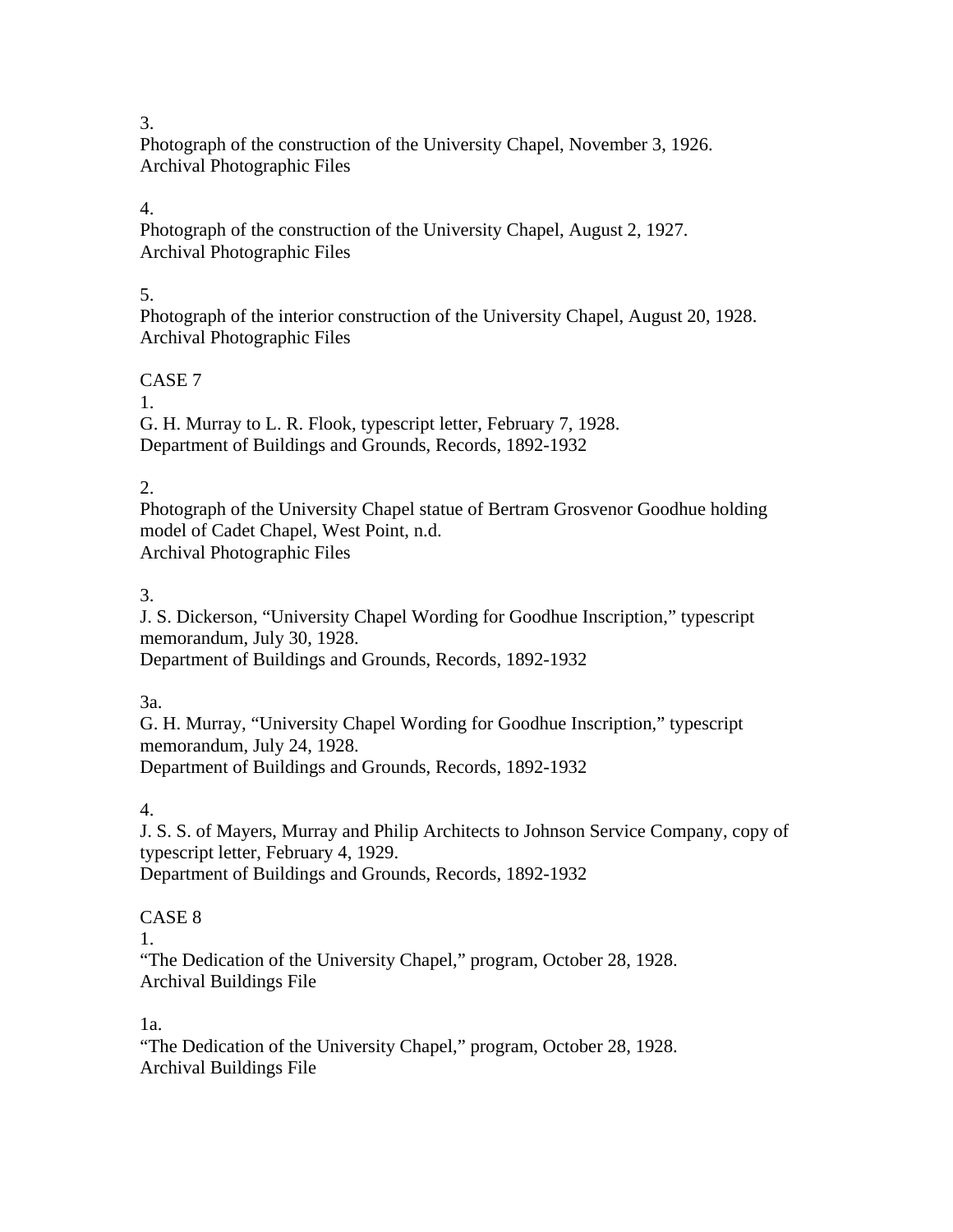3.
Photograph of the construction of the University Chapel, November 3, 1926.
Archival Photographic Files

4.
Photograph of the construction of the University Chapel, August 2, 1927.
Archival Photographic Files

5.
Photograph of the interior construction of the University Chapel, August 20, 1928.
Archival Photographic Files

CASE 7

1.
G. H. Murray to L. R. Flook, typescript letter, February 7, 1928.
Department of Buildings and Grounds, Records, 1892-1932

2.
Photograph of the University Chapel statue of Bertram Grosvenor Goodhue holding model of Cadet Chapel, West Point, n.d.
Archival Photographic Files

3.
J. S. Dickerson, "University Chapel Wording for Goodhue Inscription," typescript memorandum, July 30, 1928.
Department of Buildings and Grounds, Records, 1892-1932

3a.
G. H. Murray, "University Chapel Wording for Goodhue Inscription," typescript memorandum, July 24, 1928.
Department of Buildings and Grounds, Records, 1892-1932

4.
J. S. S. of Mayers, Murray and Philip Architects to Johnson Service Company, copy of typescript letter, February 4, 1929.
Department of Buildings and Grounds, Records, 1892-1932

CASE 8

1.
"The Dedication of the University Chapel," program, October 28, 1928.
Archival Buildings File

1a.
"The Dedication of the University Chapel," program, October 28, 1928.
Archival Buildings File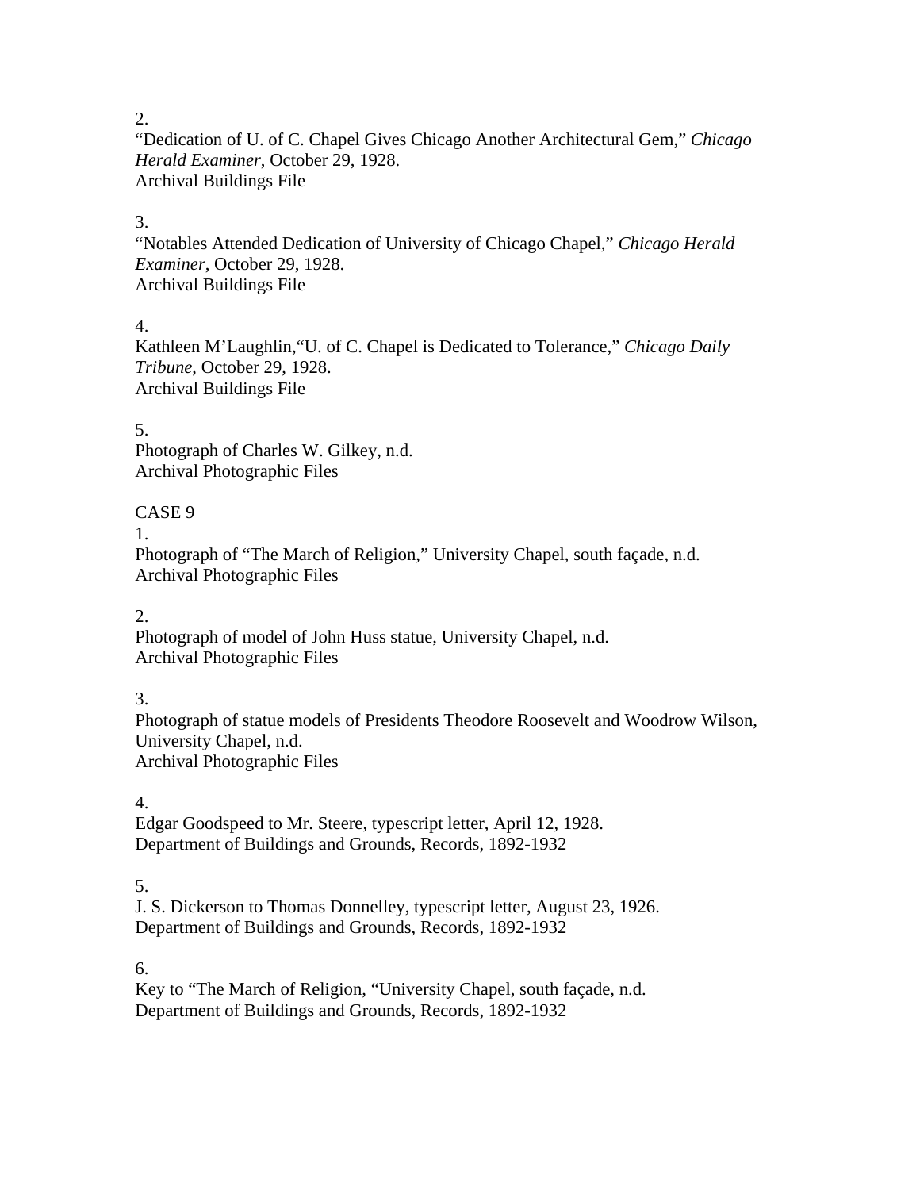2.
"Dedication of U. of C. Chapel Gives Chicago Another Architectural Gem," *Chicago Herald Examiner*, October 29, 1928.
Archival Buildings File

3.
"Notables Attended Dedication of University of Chicago Chapel," *Chicago Herald Examiner*, October 29, 1928.
Archival Buildings File

4.
Kathleen M'Laughlin,"U. of C. Chapel is Dedicated to Tolerance," *Chicago Daily Tribune*, October 29, 1928.
Archival Buildings File

5.
Photograph of Charles W. Gilkey, n.d.
Archival Photographic Files

CASE 9

1.
Photograph of "The March of Religion," University Chapel, south façade, n.d.
Archival Photographic Files

2.
Photograph of model of John Huss statue, University Chapel, n.d.
Archival Photographic Files

3.
Photograph of statue models of Presidents Theodore Roosevelt and Woodrow Wilson, University Chapel, n.d.
Archival Photographic Files

4.
Edgar Goodspeed to Mr. Steere, typescript letter, April 12, 1928.
Department of Buildings and Grounds, Records, 1892-1932

5.
J. S. Dickerson to Thomas Donnelley, typescript letter, August 23, 1926.
Department of Buildings and Grounds, Records, 1892-1932

6.
Key to "The March of Religion, "University Chapel, south façade, n.d.
Department of Buildings and Grounds, Records, 1892-1932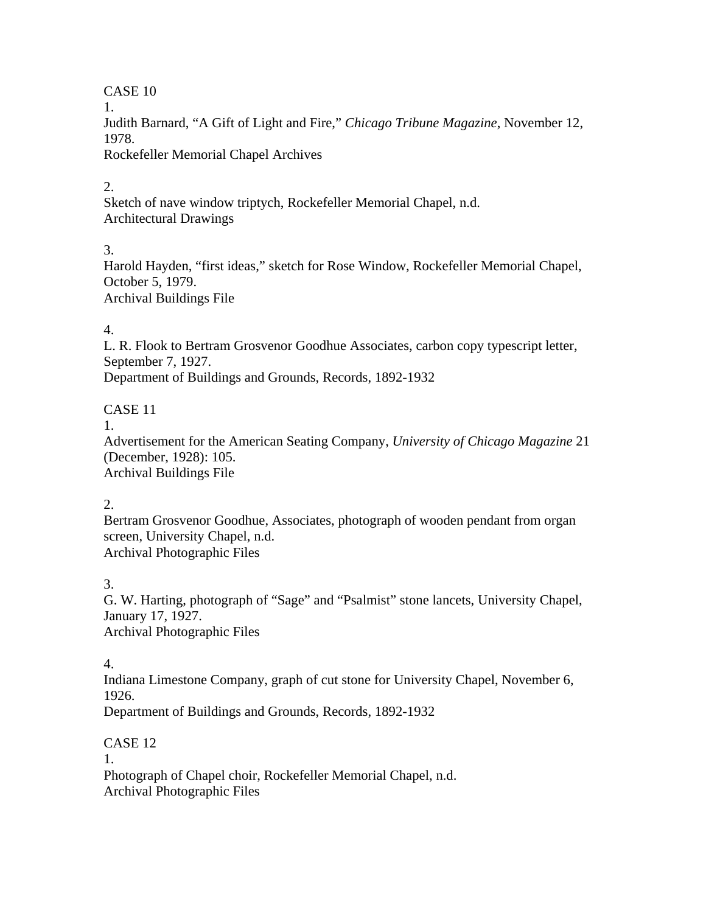CASE 10

1.
Judith Barnard, "A Gift of Light and Fire," *Chicago Tribune Magazine*, November 12, 1978.
Rockefeller Memorial Chapel Archives

2.
Sketch of nave window triptych, Rockefeller Memorial Chapel, n.d.
Architectural Drawings

3.
Harold Hayden, "first ideas," sketch for Rose Window, Rockefeller Memorial Chapel, October 5, 1979.
Archival Buildings File

4.
L. R. Flook to Bertram Grosvenor Goodhue Associates, carbon copy typescript letter, September 7, 1927.
Department of Buildings and Grounds, Records, 1892-1932

CASE 11

1.
Advertisement for the American Seating Company, *University of Chicago Magazine* 21 (December, 1928): 105.
Archival Buildings File

2.
Bertram Grosvenor Goodhue, Associates, photograph of wooden pendant from organ screen, University Chapel, n.d.
Archival Photographic Files

3.
G. W. Harting, photograph of "Sage" and "Psalmist" stone lancets, University Chapel, January 17, 1927.
Archival Photographic Files

4.
Indiana Limestone Company, graph of cut stone for University Chapel, November 6, 1926.
Department of Buildings and Grounds, Records, 1892-1932

CASE 12

1.
Photograph of Chapel choir, Rockefeller Memorial Chapel, n.d.
Archival Photographic Files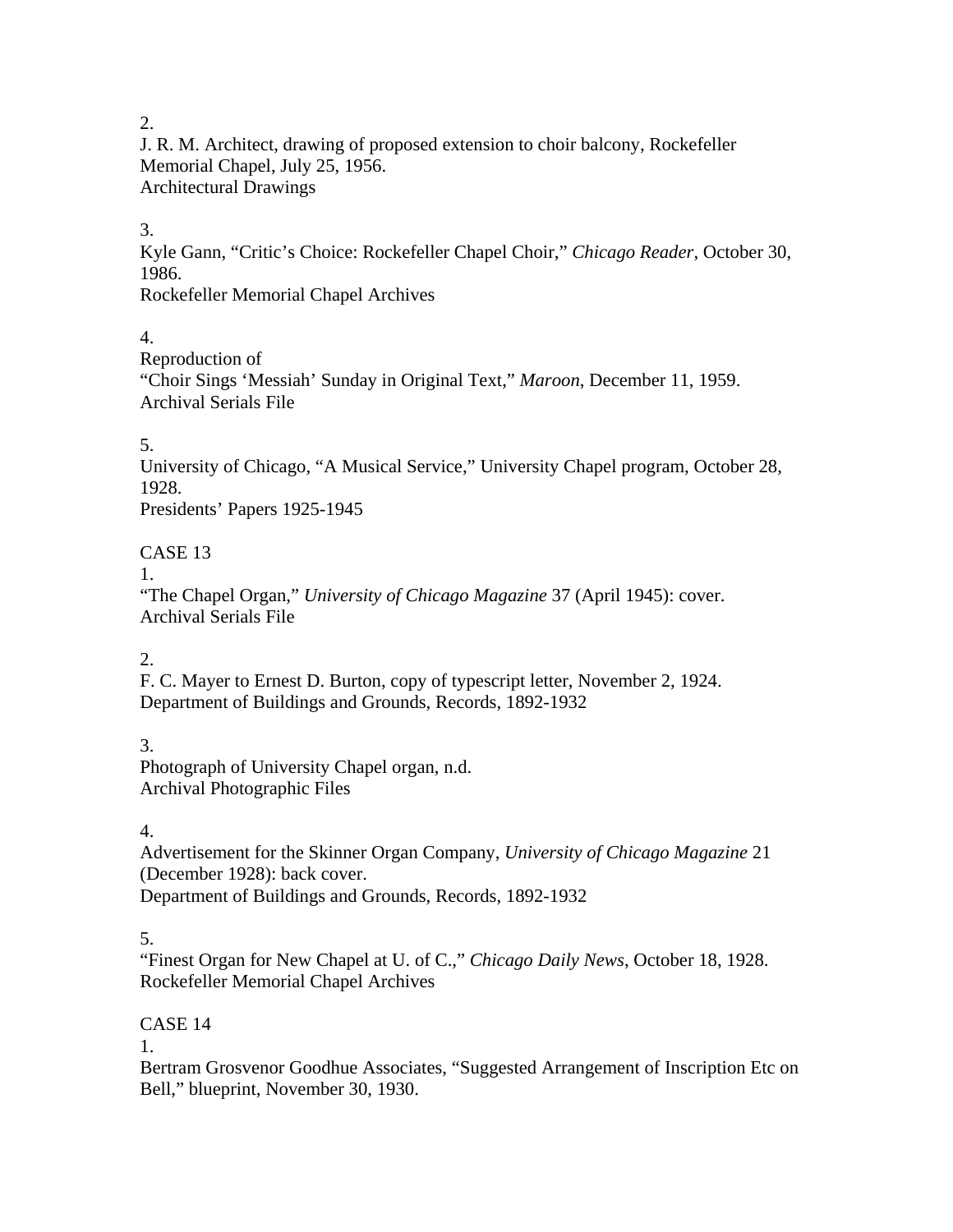2.
J. R. M. Architect, drawing of proposed extension to choir balcony, Rockefeller Memorial Chapel, July 25, 1956.
Architectural Drawings

3.
Kyle Gann, "Critic's Choice: Rockefeller Chapel Choir," *Chicago Reader*, October 30, 1986.
Rockefeller Memorial Chapel Archives

4.
Reproduction of
"Choir Sings 'Messiah' Sunday in Original Text," *Maroon*, December 11, 1959.
Archival Serials File

5.
University of Chicago, "A Musical Service," University Chapel program, October 28, 1928.
Presidents' Papers 1925-1945

CASE 13

1.
"The Chapel Organ," *University of Chicago Magazine* 37 (April 1945): cover.
Archival Serials File

2.
F. C. Mayer to Ernest D. Burton, copy of typescript letter, November 2, 1924.
Department of Buildings and Grounds, Records, 1892-1932

3.
Photograph of University Chapel organ, n.d.
Archival Photographic Files

4.
Advertisement for the Skinner Organ Company, *University of Chicago Magazine* 21 (December 1928): back cover.
Department of Buildings and Grounds, Records, 1892-1932

5.
"Finest Organ for New Chapel at U. of C.," *Chicago Daily News*, October 18, 1928.
Rockefeller Memorial Chapel Archives

CASE 14

1.
Bertram Grosvenor Goodhue Associates, "Suggested Arrangement of Inscription Etc on Bell," blueprint, November 30, 1930.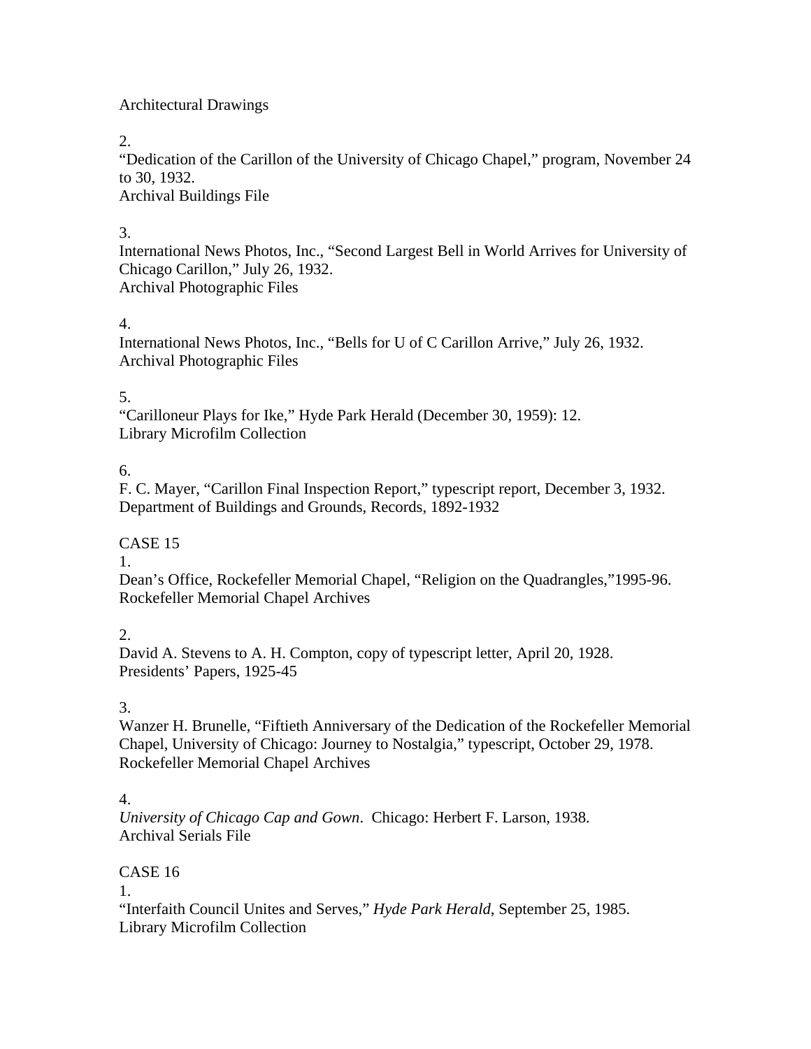Architectural Drawings

2.
"Dedication of the Carillon of the University of Chicago Chapel," program, November 24 to 30, 1932.
Archival Buildings File

3.
International News Photos, Inc., "Second Largest Bell in World Arrives for University of Chicago Carillon," July 26, 1932.
Archival Photographic Files

4.
International News Photos, Inc., "Bells for U of C Carillon Arrive," July 26, 1932.
Archival Photographic Files

5.
"Carilloneur Plays for Ike," Hyde Park Herald (December 30, 1959): 12.
Library Microfilm Collection

6.
F. C. Mayer, "Carillon Final Inspection Report," typescript report, December 3, 1932.
Department of Buildings and Grounds, Records, 1892-1932

CASE 15

1.
Dean's Office, Rockefeller Memorial Chapel, "Religion on the Quadrangles,"1995-96.
Rockefeller Memorial Chapel Archives

2.
David A. Stevens to A. H. Compton, copy of typescript letter, April 20, 1928.
Presidents' Papers, 1925-45

3.
Wanzer H. Brunelle, "Fiftieth Anniversary of the Dedication of the Rockefeller Memorial Chapel, University of Chicago: Journey to Nostalgia," typescript, October 29, 1978.
Rockefeller Memorial Chapel Archives

4.
*University of Chicago Cap and Gown*. Chicago: Herbert F. Larson, 1938.
Archival Serials File

CASE 16

1.
"Interfaith Council Unites and Serves," *Hyde Park Herald*, September 25, 1985.
Library Microfilm Collection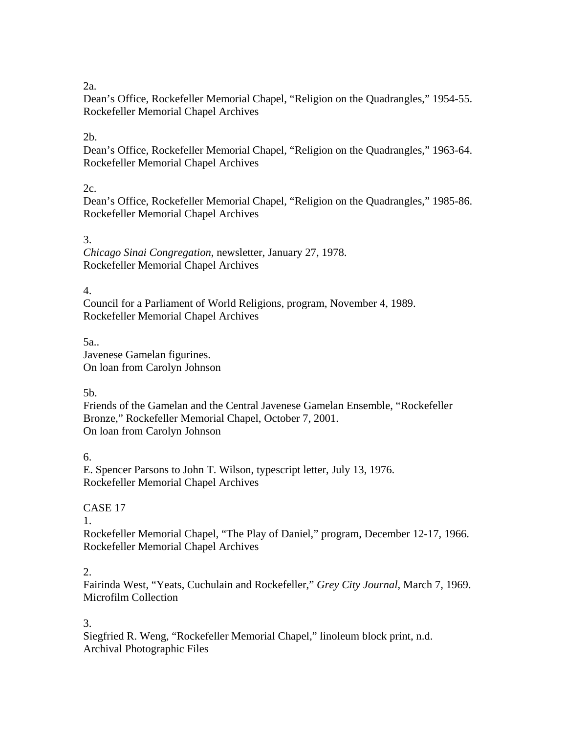2a.
Dean's Office, Rockefeller Memorial Chapel, "Religion on the Quadrangles," 1954-55.
Rockefeller Memorial Chapel Archives

2b.
Dean's Office, Rockefeller Memorial Chapel, "Religion on the Quadrangles," 1963-64.
Rockefeller Memorial Chapel Archives

2c.
Dean's Office, Rockefeller Memorial Chapel, "Religion on the Quadrangles," 1985-86.
Rockefeller Memorial Chapel Archives

3.
*Chicago Sinai Congregation*, newsletter, January 27, 1978.
Rockefeller Memorial Chapel Archives

4.
Council for a Parliament of World Religions, program, November 4, 1989.
Rockefeller Memorial Chapel Archives

5a..
Javenese Gamelan figurines.
On loan from Carolyn Johnson

5b.
Friends of the Gamelan and the Central Javenese Gamelan Ensemble, "Rockefeller Bronze," Rockefeller Memorial Chapel, October 7, 2001.
On loan from Carolyn Johnson

6.
E. Spencer Parsons to John T. Wilson, typescript letter, July 13, 1976.
Rockefeller Memorial Chapel Archives

CASE 17

1.
Rockefeller Memorial Chapel, "The Play of Daniel," program, December 12-17, 1966.
Rockefeller Memorial Chapel Archives

2.
Fairinda West, "Yeats, Cuchulain and Rockefeller," *Grey City Journal*, March 7, 1969.
Microfilm Collection

3.
Siegfried R. Weng, "Rockefeller Memorial Chapel," linoleum block print, n.d.
Archival Photographic Files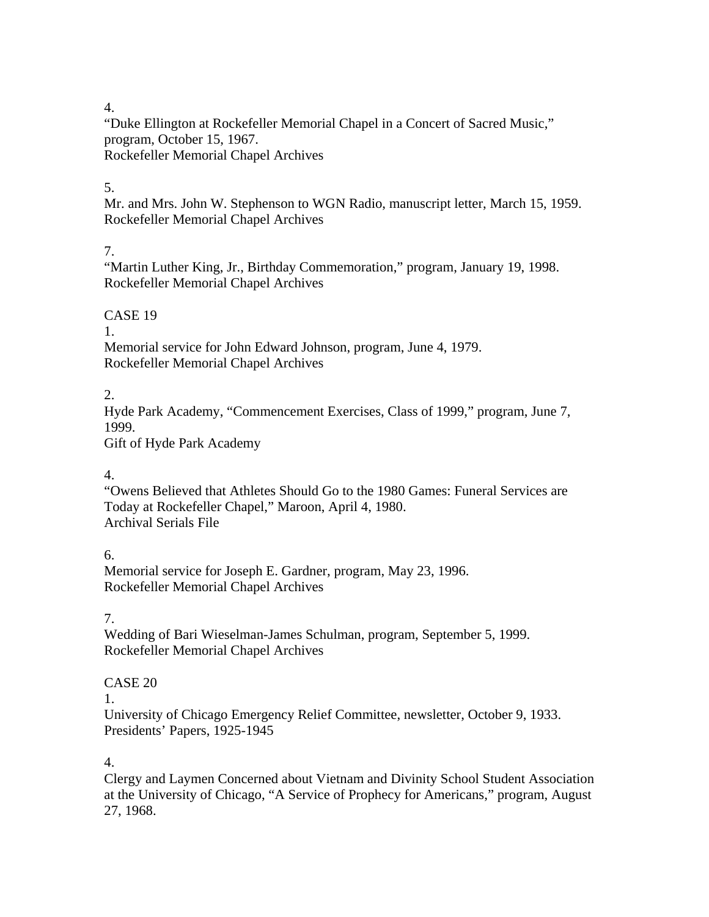4.
"Duke Ellington at Rockefeller Memorial Chapel in a Concert of Sacred Music," program, October 15, 1967.
Rockefeller Memorial Chapel Archives

5.
Mr. and Mrs. John W. Stephenson to WGN Radio, manuscript letter, March 15, 1959.
Rockefeller Memorial Chapel Archives

7.
"Martin Luther King, Jr., Birthday Commemoration," program, January 19, 1998.
Rockefeller Memorial Chapel Archives

CASE 19

1.
Memorial service for John Edward Johnson, program, June 4, 1979.
Rockefeller Memorial Chapel Archives

2.
Hyde Park Academy, "Commencement Exercises, Class of 1999," program, June 7, 1999.
Gift of Hyde Park Academy

4.
"Owens Believed that Athletes Should Go to the 1980 Games: Funeral Services are Today at Rockefeller Chapel," Maroon, April 4, 1980.
Archival Serials File

6.
Memorial service for Joseph E. Gardner, program, May 23, 1996.
Rockefeller Memorial Chapel Archives

7.
Wedding of Bari Wieselman-James Schulman, program, September 5, 1999.
Rockefeller Memorial Chapel Archives

CASE 20

1.
University of Chicago Emergency Relief Committee, newsletter, October 9, 1933.
Presidents' Papers, 1925-1945

4.
Clergy and Laymen Concerned about Vietnam and Divinity School Student Association at the University of Chicago, "A Service of Prophecy for Americans," program, August 27, 1968.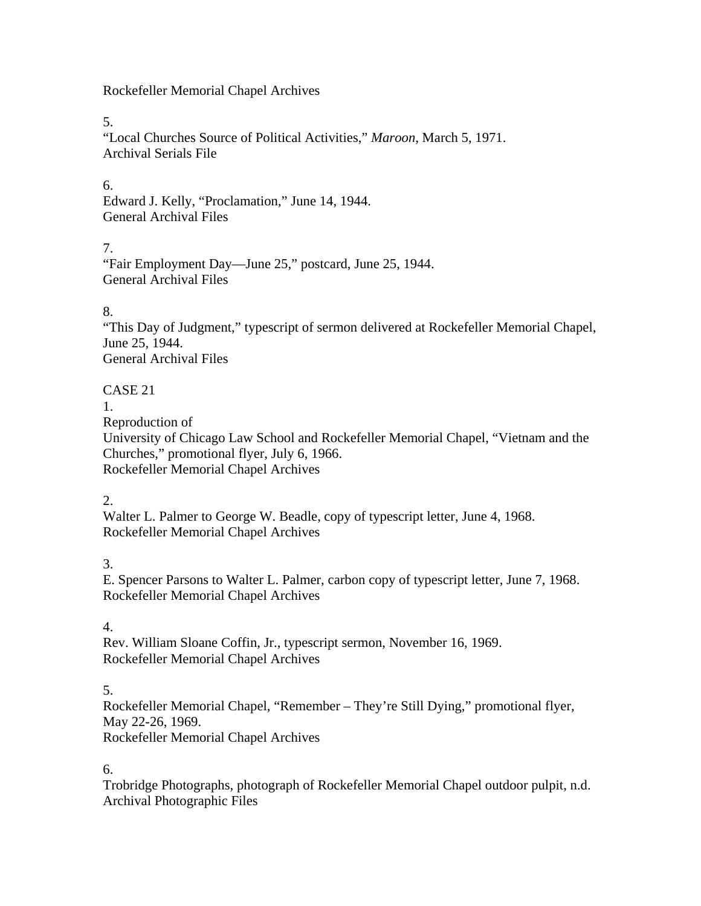Rockefeller Memorial Chapel Archives

5.
"Local Churches Source of Political Activities," *Maroon*, March 5, 1971.
Archival Serials File

6.
Edward J. Kelly, "Proclamation," June 14, 1944.
General Archival Files

7.
"Fair Employment Day—June 25," postcard, June 25, 1944.
General Archival Files

8.
"This Day of Judgment," typescript of sermon delivered at Rockefeller Memorial Chapel, June 25, 1944.
General Archival Files

CASE 21

1.
Reproduction of
University of Chicago Law School and Rockefeller Memorial Chapel, "Vietnam and the Churches," promotional flyer, July 6, 1966.
Rockefeller Memorial Chapel Archives

2.
Walter L. Palmer to George W. Beadle, copy of typescript letter, June 4, 1968.
Rockefeller Memorial Chapel Archives

3.
E. Spencer Parsons to Walter L. Palmer, carbon copy of typescript letter, June 7, 1968.
Rockefeller Memorial Chapel Archives

4.
Rev. William Sloane Coffin, Jr., typescript sermon, November 16, 1969.
Rockefeller Memorial Chapel Archives

5.
Rockefeller Memorial Chapel, "Remember – They're Still Dying," promotional flyer, May 22-26, 1969.
Rockefeller Memorial Chapel Archives

6.
Trobridge Photographs, photograph of Rockefeller Memorial Chapel outdoor pulpit, n.d.
Archival Photographic Files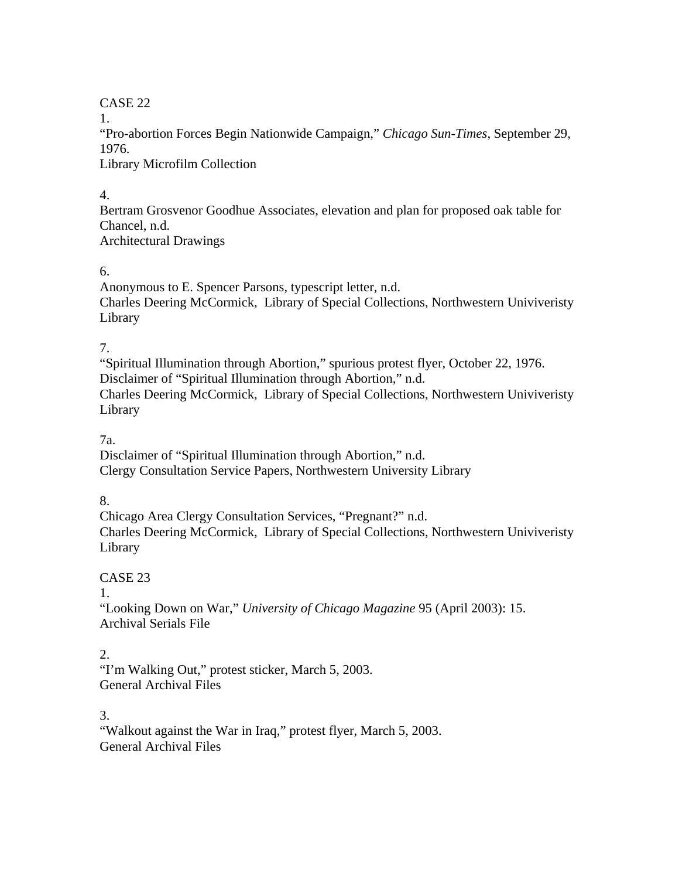CASE 22

1.
"Pro-abortion Forces Begin Nationwide Campaign," *Chicago Sun-Times*, September 29, 1976.
Library Microfilm Collection

4.
Bertram Grosvenor Goodhue Associates, elevation and plan for proposed oak table for Chancel, n.d.
Architectural Drawings

6.
Anonymous to E. Spencer Parsons, typescript letter, n.d.
Charles Deering McCormick, Library of Special Collections, Northwestern Univiveristy Library

7.
"Spiritual Illumination through Abortion," spurious protest flyer, October 22, 1976.
Disclaimer of "Spiritual Illumination through Abortion," n.d.
Charles Deering McCormick, Library of Special Collections, Northwestern Univiveristy Library

7a.
Disclaimer of "Spiritual Illumination through Abortion," n.d.
Clergy Consultation Service Papers, Northwestern University Library

8.
Chicago Area Clergy Consultation Services, "Pregnant?" n.d.
Charles Deering McCormick, Library of Special Collections, Northwestern Univiveristy Library

CASE 23

1.
"Looking Down on War," *University of Chicago Magazine* 95 (April 2003): 15.
Archival Serials File

2.
"I'm Walking Out," protest sticker, March 5, 2003.
General Archival Files

3.
"Walkout against the War in Iraq," protest flyer, March 5, 2003.
General Archival Files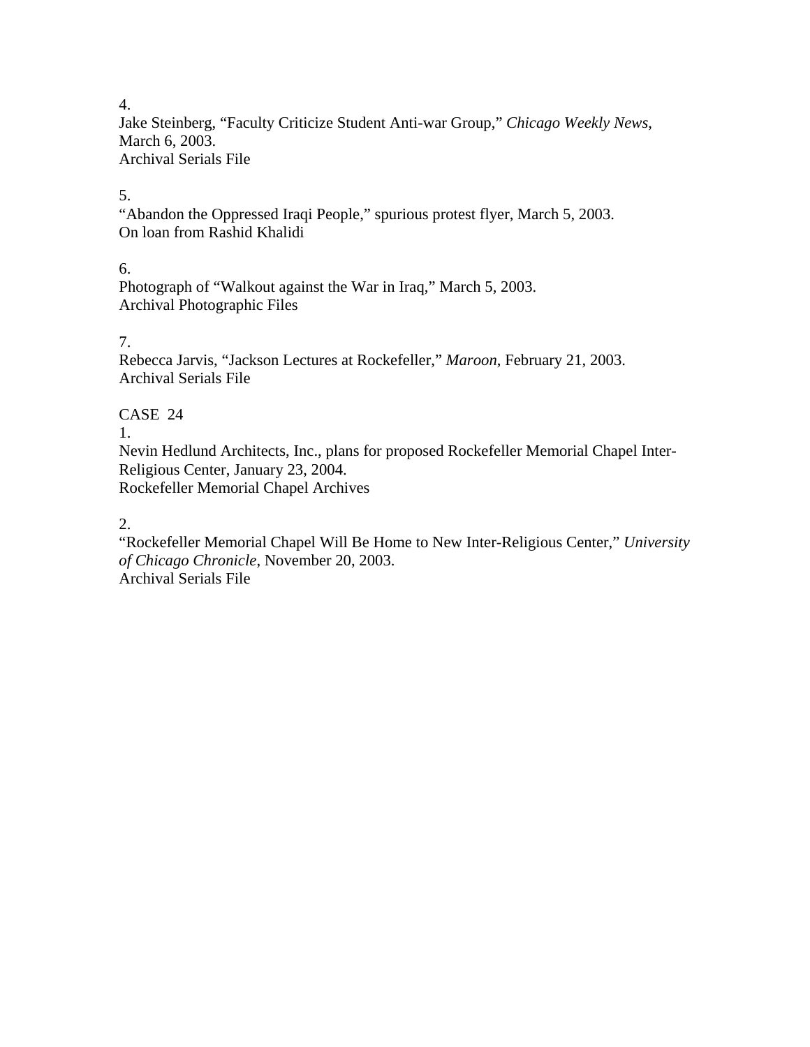4.
Jake Steinberg, "Faculty Criticize Student Anti-war Group," *Chicago Weekly News*, March 6, 2003.
Archival Serials File

5.
"Abandon the Oppressed Iraqi People," spurious protest flyer, March 5, 2003.
On loan from Rashid Khalidi

6.
Photograph of "Walkout against the War in Iraq," March 5, 2003.
Archival Photographic Files

7.
Rebecca Jarvis, "Jackson Lectures at Rockefeller," *Maroon*, February 21, 2003.
Archival Serials File

CASE 24

1.
Nevin Hedlund Architects, Inc., plans for proposed Rockefeller Memorial Chapel Inter-Religious Center, January 23, 2004.
Rockefeller Memorial Chapel Archives

2.
"Rockefeller Memorial Chapel Will Be Home to New Inter-Religious Center," *University of Chicago Chronicle*, November 20, 2003.
Archival Serials File